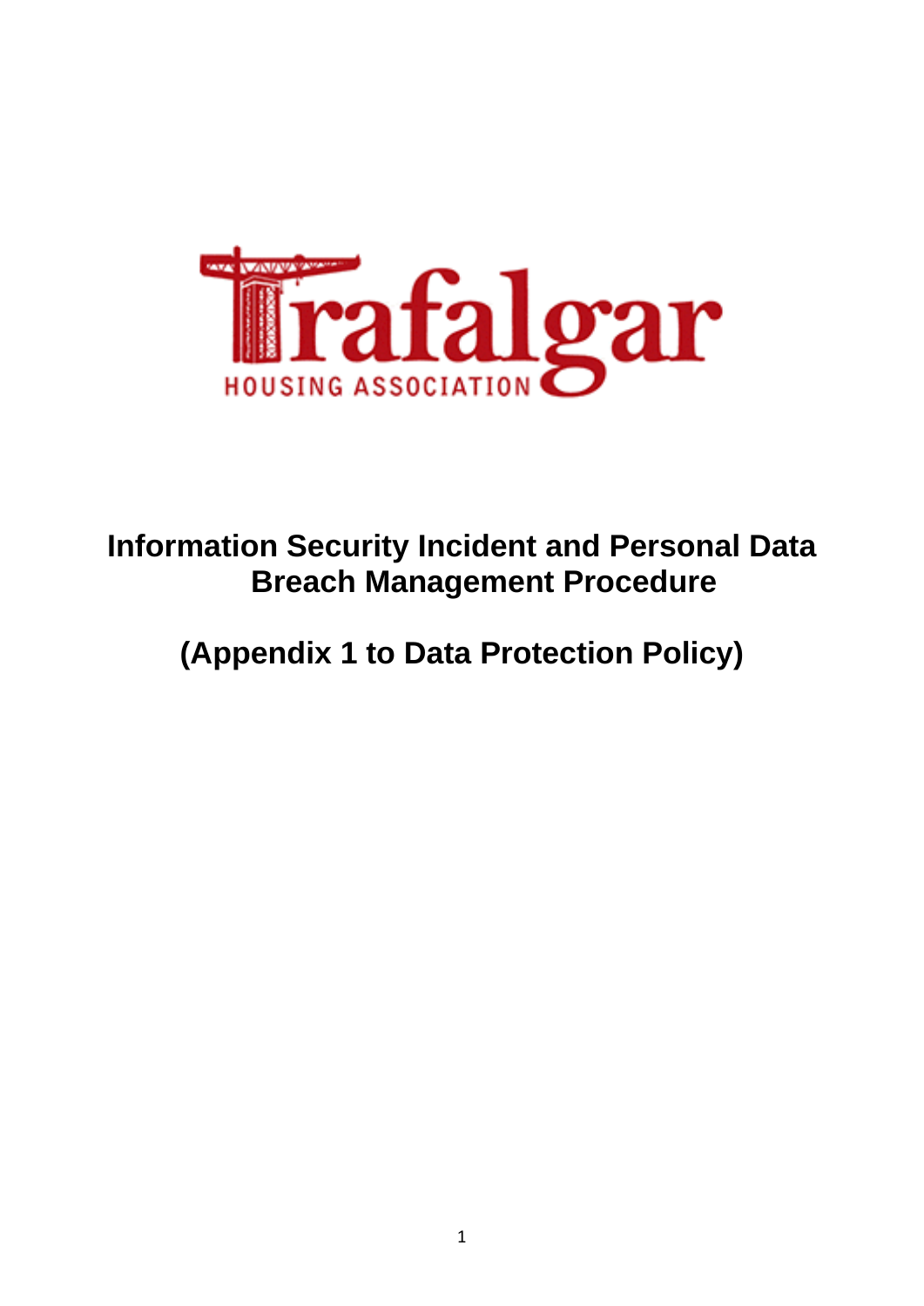Trafalgar

HOUSING ASSOCIATION

# Information Security Incident and Personal Data Breach Management Procedure

# (Appendix 1 to Data Protection Policy)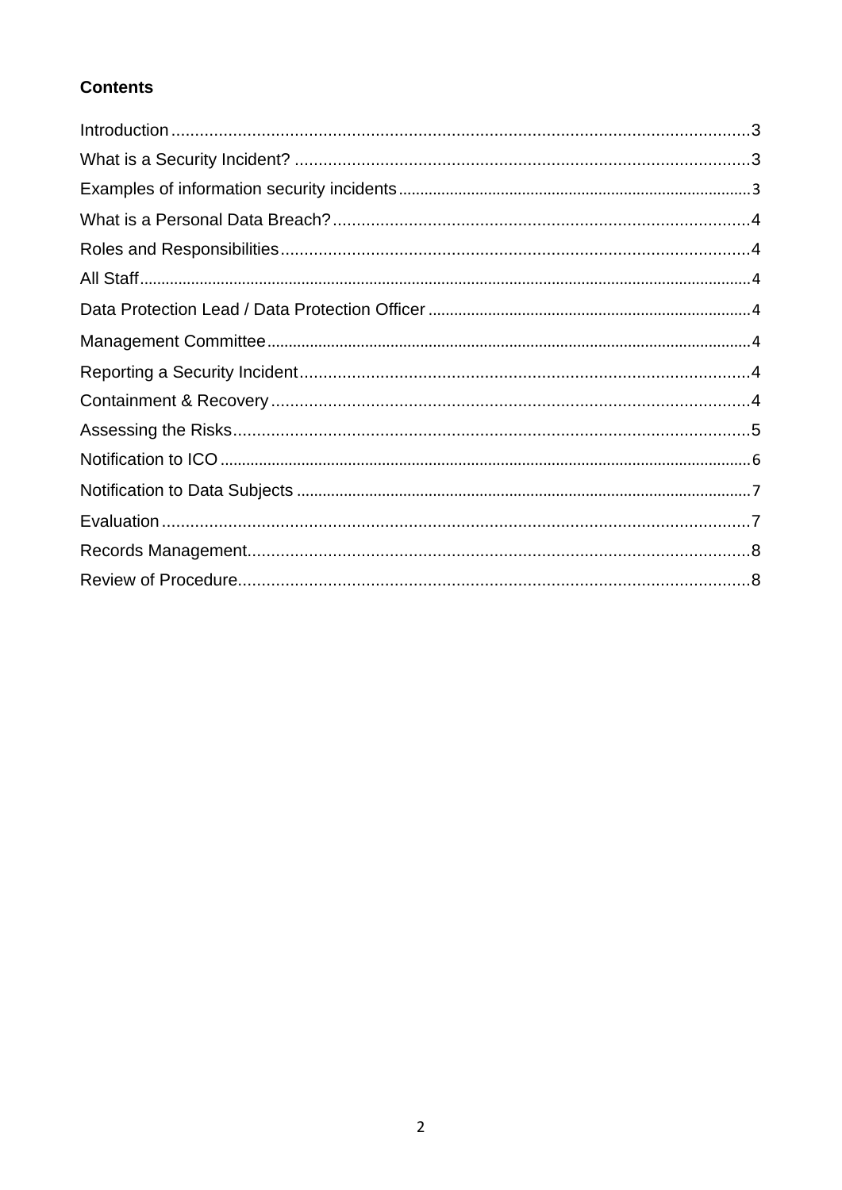## Contents

Introduction......................................................................................................................3
What is a Security Incident? ..............................................................................................3
Examples of information security incidents........................................................................3
What is a Personal Data Breach?.......................................................................................4
Roles and Responsibilities..................................................................................................4
All Staff..............................................................................................................................4
Data Protection Lead / Data Protection Officer ..................................................................4
Management Committee...................................................................................................4
Reporting a Security Incident..............................................................................................4
Containment & Recovery....................................................................................................4
Assessing the Risks............................................................................................................5
Notification to ICO .............................................................................................................6
Notification to Data Subjects ..............................................................................................7
Evaluation..........................................................................................................................7
Records Management........................................................................................................8
Review of Procedure...........................................................................................................8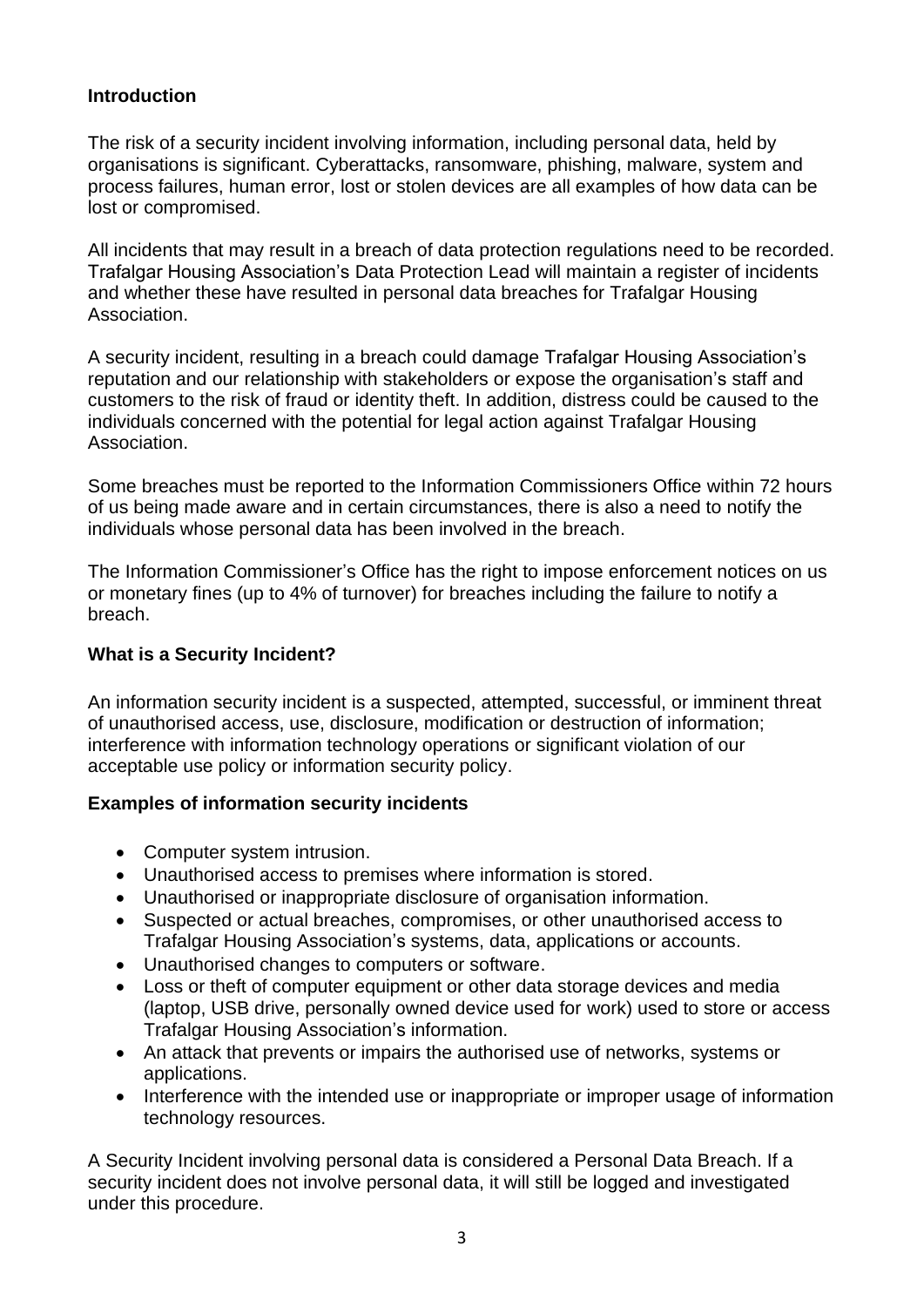## Introduction

The risk of a security incident involving information, including personal data, held by organisations is significant. Cyberattacks, ransomware, phishing, malware, system and process failures, human error, lost or stolen devices are all examples of how data can be lost or compromised.

All incidents that may result in a breach of data protection regulations need to be recorded. Trafalgar Housing Association's Data Protection Lead will maintain a register of incidents and whether these have resulted in personal data breaches for Trafalgar Housing Association.

A security incident, resulting in a breach could damage Trafalgar Housing Association's reputation and our relationship with stakeholders or expose the organisation's staff and customers to the risk of fraud or identity theft. In addition, distress could be caused to the individuals concerned with the potential for legal action against Trafalgar Housing Association.

Some breaches must be reported to the Information Commissioners Office within 72 hours of us being made aware and in certain circumstances, there is also a need to notify the individuals whose personal data has been involved in the breach.

The Information Commissioner's Office has the right to impose enforcement notices on us or monetary fines (up to 4% of turnover) for breaches including the failure to notify a breach.

## What is a Security Incident?

An information security incident is a suspected, attempted, successful, or imminent threat of unauthorised access, use, disclosure, modification or destruction of information; interference with information technology operations or significant violation of our acceptable use policy or information security policy.

## Examples of information security incidents

- Computer system intrusion.
- Unauthorised access to premises where information is stored.
- Unauthorised or inappropriate disclosure of organisation information.
- Suspected or actual breaches, compromises, or other unauthorised access to Trafalgar Housing Association's systems, data, applications or accounts.
- Unauthorised changes to computers or software.
- Loss or theft of computer equipment or other data storage devices and media (laptop, USB drive, personally owned device used for work) used to store or access Trafalgar Housing Association's information.
- An attack that prevents or impairs the authorised use of networks, systems or applications.
- Interference with the intended use or inappropriate or improper usage of information technology resources.

A Security Incident involving personal data is considered a Personal Data Breach. If a security incident does not involve personal data, it will still be logged and investigated under this procedure.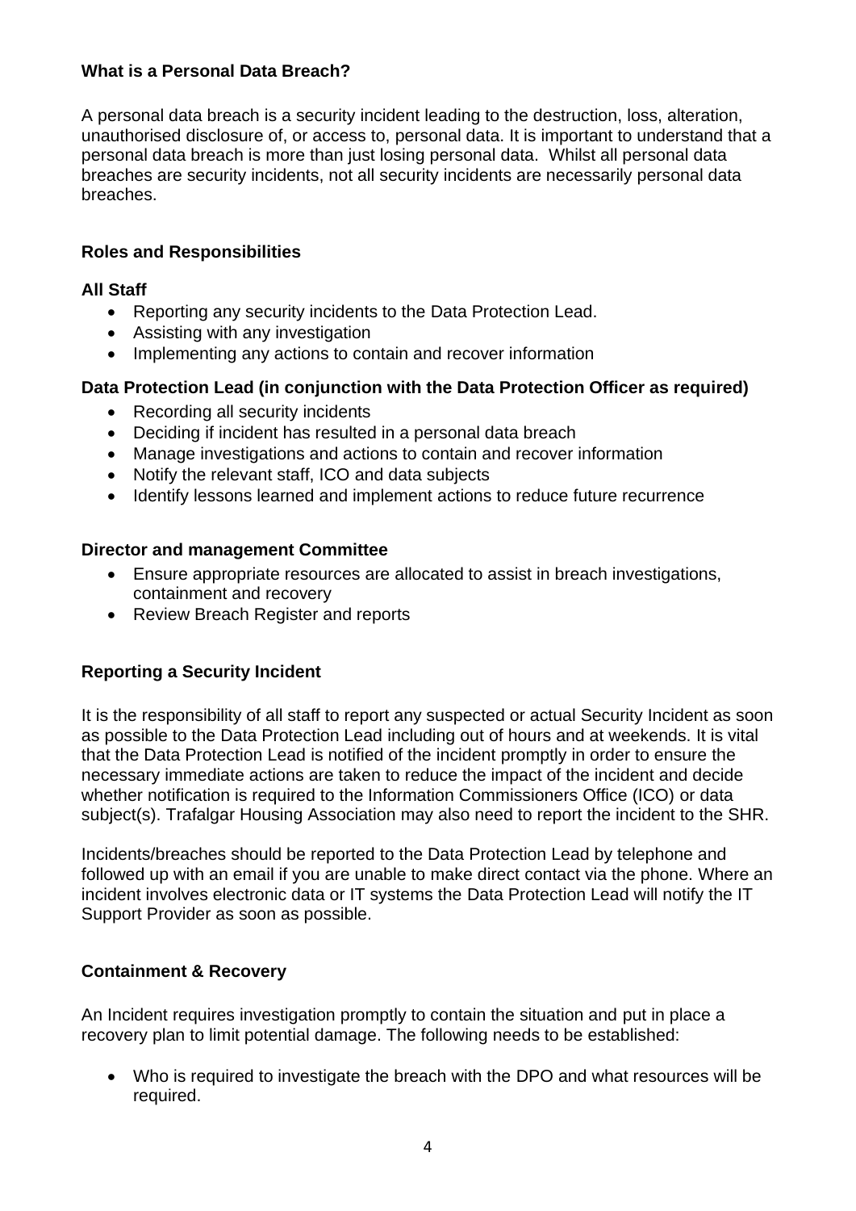## What is a Personal Data Breach?

A personal data breach is a security incident leading to the destruction, loss, alteration, unauthorised disclosure of, or access to, personal data. It is important to understand that a personal data breach is more than just losing personal data. Whilst all personal data breaches are security incidents, not all security incidents are necessarily personal data breaches.

## Roles and Responsibilities

### All Staff

- Reporting any security incidents to the Data Protection Lead.
- Assisting with any investigation
- Implementing any actions to contain and recover information

### Data Protection Lead (in conjunction with the Data Protection Officer as required)

- Recording all security incidents
- Deciding if incident has resulted in a personal data breach
- Manage investigations and actions to contain and recover information
- Notify the relevant staff, ICO and data subjects
- Identify lessons learned and implement actions to reduce future recurrence

### Director and management Committee

- Ensure appropriate resources are allocated to assist in breach investigations, containment and recovery
- Review Breach Register and reports

## Reporting a Security Incident

It is the responsibility of all staff to report any suspected or actual Security Incident as soon as possible to the Data Protection Lead including out of hours and at weekends. It is vital that the Data Protection Lead is notified of the incident promptly in order to ensure the necessary immediate actions are taken to reduce the impact of the incident and decide whether notification is required to the Information Commissioners Office (ICO) or data subject(s). Trafalgar Housing Association may also need to report the incident to the SHR.

Incidents/breaches should be reported to the Data Protection Lead by telephone and followed up with an email if you are unable to make direct contact via the phone. Where an incident involves electronic data or IT systems the Data Protection Lead will notify the IT Support Provider as soon as possible.

## Containment & Recovery

An Incident requires investigation promptly to contain the situation and put in place a recovery plan to limit potential damage. The following needs to be established:

- Who is required to investigate the breach with the DPO and what resources will be required.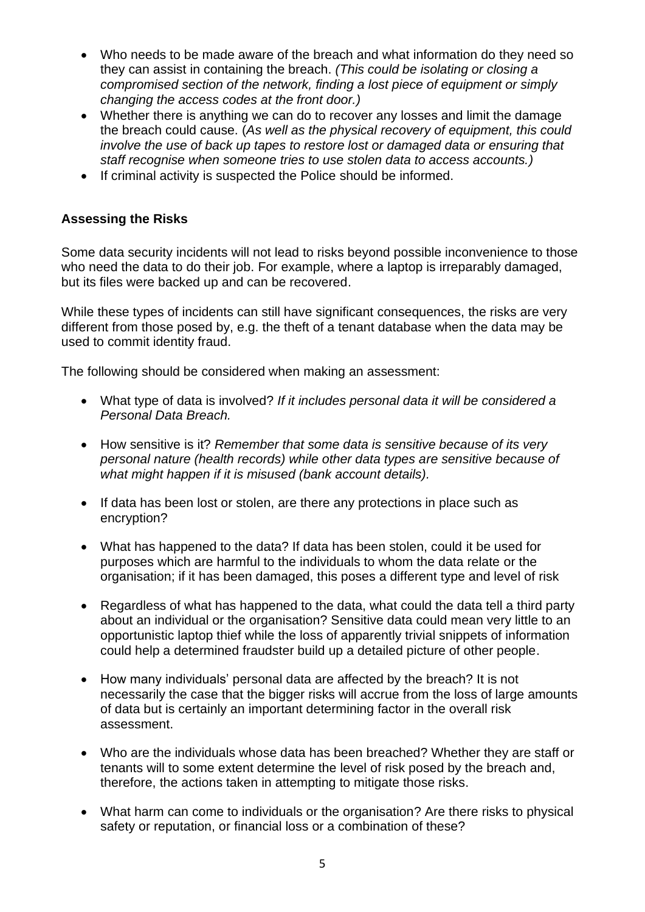- Who needs to be made aware of the breach and what information do they need so they can assist in containing the breach. *(This could be isolating or closing a compromised section of the network, finding a lost piece of equipment or simply changing the access codes at the front door.)*
- Whether there is anything we can do to recover any losses and limit the damage the breach could cause. (*As well as the physical recovery of equipment, this could involve the use of back up tapes to restore lost or damaged data or ensuring that staff recognise when someone tries to use stolen data to access accounts.)*
- If criminal activity is suspected the Police should be informed.

**Assessing the Risks**

Some data security incidents will not lead to risks beyond possible inconvenience to those who need the data to do their job. For example, where a laptop is irreparably damaged, but its files were backed up and can be recovered.

While these types of incidents can still have significant consequences, the risks are very different from those posed by, e.g. the theft of a tenant database when the data may be used to commit identity fraud.

The following should be considered when making an assessment:

- What type of data is involved? *If it includes personal data it will be considered a Personal Data Breach.*
- How sensitive is it? *Remember that some data is sensitive because of its very personal nature (health records) while other data types are sensitive because of what might happen if it is misused (bank account details).*
- If data has been lost or stolen, are there any protections in place such as encryption?
- What has happened to the data? If data has been stolen, could it be used for purposes which are harmful to the individuals to whom the data relate or the organisation; if it has been damaged, this poses a different type and level of risk
- Regardless of what has happened to the data, what could the data tell a third party about an individual or the organisation? Sensitive data could mean very little to an opportunistic laptop thief while the loss of apparently trivial snippets of information could help a determined fraudster build up a detailed picture of other people.
- How many individuals' personal data are affected by the breach? It is not necessarily the case that the bigger risks will accrue from the loss of large amounts of data but is certainly an important determining factor in the overall risk assessment.
- Who are the individuals whose data has been breached? Whether they are staff or tenants will to some extent determine the level of risk posed by the breach and, therefore, the actions taken in attempting to mitigate those risks.
- What harm can come to individuals or the organisation? Are there risks to physical safety or reputation, or financial loss or a combination of these?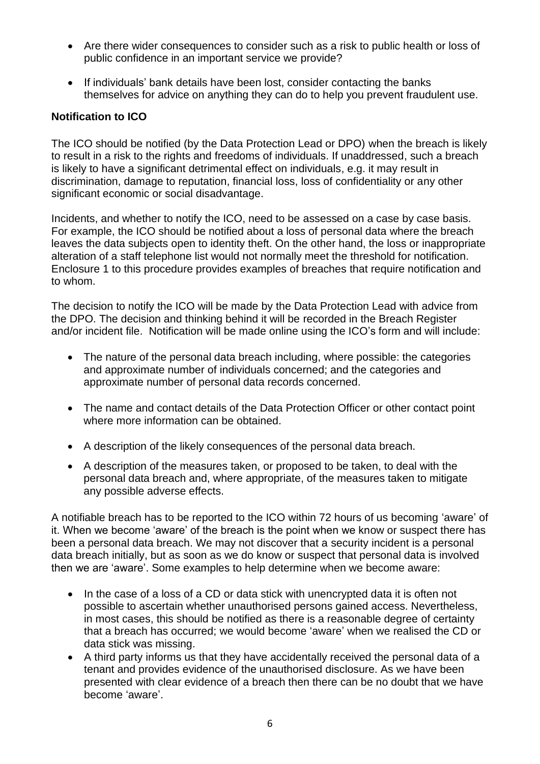- Are there wider consequences to consider such as a risk to public health or loss of public confidence in an important service we provide?

- If individuals' bank details have been lost, consider contacting the banks themselves for advice on anything they can do to help you prevent fraudulent use.

**Notification to ICO**

The ICO should be notified (by the Data Protection Lead or DPO) when the breach is likely to result in a risk to the rights and freedoms of individuals. If unaddressed, such a breach is likely to have a significant detrimental effect on individuals, e.g. it may result in discrimination, damage to reputation, financial loss, loss of confidentiality or any other significant economic or social disadvantage.

Incidents, and whether to notify the ICO, need to be assessed on a case by case basis. For example, the ICO should be notified about a loss of personal data where the breach leaves the data subjects open to identity theft. On the other hand, the loss or inappropriate alteration of a staff telephone list would not normally meet the threshold for notification. Enclosure 1 to this procedure provides examples of breaches that require notification and to whom.

The decision to notify the ICO will be made by the Data Protection Lead with advice from the DPO. The decision and thinking behind it will be recorded in the Breach Register and/or incident file. Notification will be made online using the ICO's form and will include:

- The nature of the personal data breach including, where possible: the categories and approximate number of individuals concerned; and the categories and approximate number of personal data records concerned.

- The name and contact details of the Data Protection Officer or other contact point where more information can be obtained.

- A description of the likely consequences of the personal data breach.

- A description of the measures taken, or proposed to be taken, to deal with the personal data breach and, where appropriate, of the measures taken to mitigate any possible adverse effects.

A notifiable breach has to be reported to the ICO within 72 hours of us becoming 'aware' of it. When we become 'aware' of the breach is the point when we know or suspect there has been a personal data breach. We may not discover that a security incident is a personal data breach initially, but as soon as we do know or suspect that personal data is involved then we are 'aware'. Some examples to help determine when we become aware:

- In the case of a loss of a CD or data stick with unencrypted data it is often not possible to ascertain whether unauthorised persons gained access. Nevertheless, in most cases, this should be notified as there is a reasonable degree of certainty that a breach has occurred; we would become 'aware' when we realised the CD or data stick was missing.
- A third party informs us that they have accidentally received the personal data of a tenant and provides evidence of the unauthorised disclosure. As we have been presented with clear evidence of a breach then there can be no doubt that we have become 'aware'.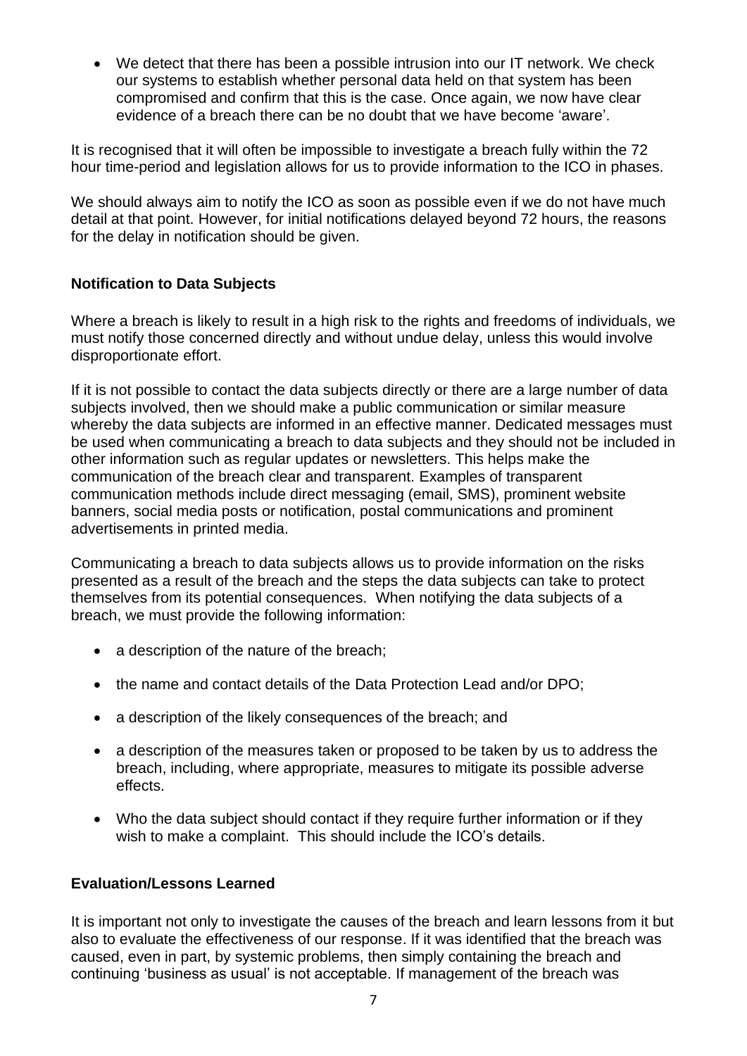- We detect that there has been a possible intrusion into our IT network. We check our systems to establish whether personal data held on that system has been compromised and confirm that this is the case. Once again, we now have clear evidence of a breach there can be no doubt that we have become 'aware'.

It is recognised that it will often be impossible to investigate a breach fully within the 72 hour time-period and legislation allows for us to provide information to the ICO in phases.

We should always aim to notify the ICO as soon as possible even if we do not have much detail at that point. However, for initial notifications delayed beyond 72 hours, the reasons for the delay in notification should be given.

**Notification to Data Subjects**

Where a breach is likely to result in a high risk to the rights and freedoms of individuals, we must notify those concerned directly and without undue delay, unless this would involve disproportionate effort.

If it is not possible to contact the data subjects directly or there are a large number of data subjects involved, then we should make a public communication or similar measure whereby the data subjects are informed in an effective manner. Dedicated messages must be used when communicating a breach to data subjects and they should not be included in other information such as regular updates or newsletters. This helps make the communication of the breach clear and transparent. Examples of transparent communication methods include direct messaging (email, SMS), prominent website banners, social media posts or notification, postal communications and prominent advertisements in printed media.

Communicating a breach to data subjects allows us to provide information on the risks presented as a result of the breach and the steps the data subjects can take to protect themselves from its potential consequences. When notifying the data subjects of a breach, we must provide the following information:

- a description of the nature of the breach;
- the name and contact details of the Data Protection Lead and/or DPO;
- a description of the likely consequences of the breach; and
- a description of the measures taken or proposed to be taken by us to address the breach, including, where appropriate, measures to mitigate its possible adverse effects.
- Who the data subject should contact if they require further information or if they wish to make a complaint. This should include the ICO's details.

**Evaluation/Lessons Learned**

It is important not only to investigate the causes of the breach and learn lessons from it but also to evaluate the effectiveness of our response. If it was identified that the breach was caused, even in part, by systemic problems, then simply containing the breach and continuing 'business as usual' is not acceptable. If management of the breach was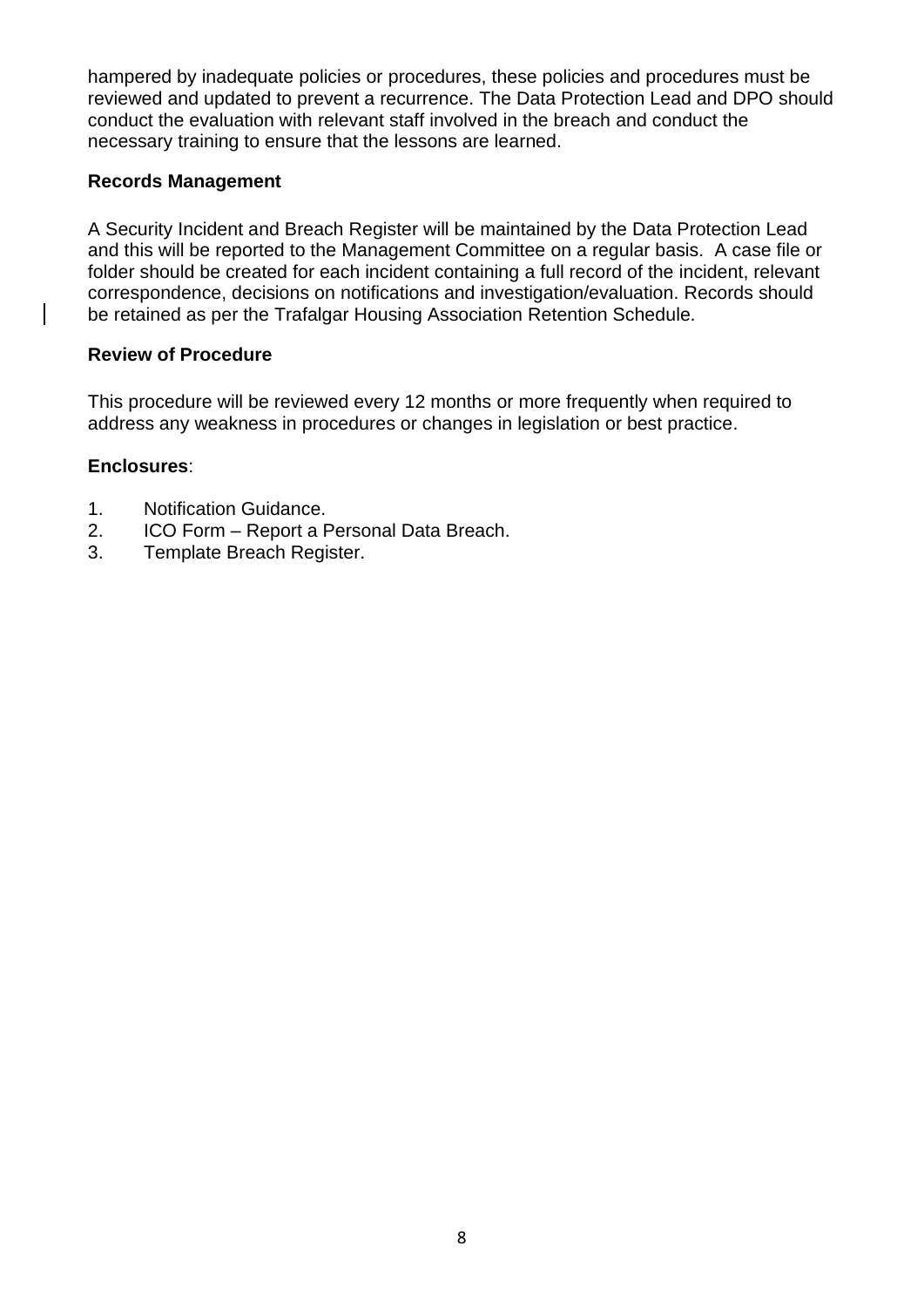hampered by inadequate policies or procedures, these policies and procedures must be reviewed and updated to prevent a recurrence. The Data Protection Lead and DPO should conduct the evaluation with relevant staff involved in the breach and conduct the necessary training to ensure that the lessons are learned.

**Records Management**

A Security Incident and Breach Register will be maintained by the Data Protection Lead and this will be reported to the Management Committee on a regular basis. A case file or folder should be created for each incident containing a full record of the incident, relevant correspondence, decisions on notifications and investigation/evaluation. Records should be retained as per the Trafalgar Housing Association Retention Schedule.

**Review of Procedure**

This procedure will be reviewed every 12 months or more frequently when required to address any weakness in procedures or changes in legislation or best practice.

**Enclosures**:

1. Notification Guidance.
2. ICO Form – Report a Personal Data Breach.
3. Template Breach Register.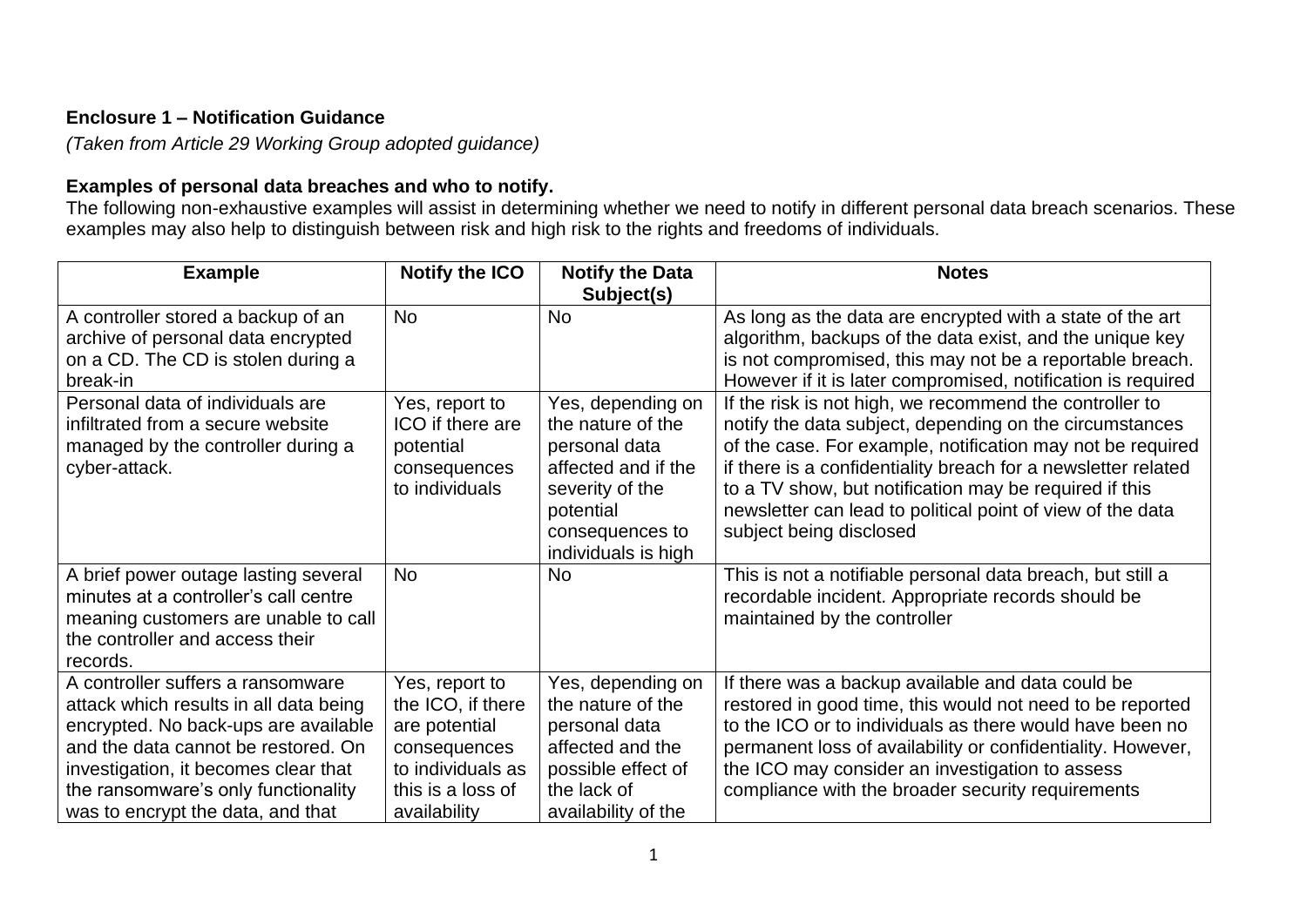**Enclosure 1 – Notification Guidance**

*(Taken from Article 29 Working Group adopted guidance)*

**Examples of personal data breaches and who to notify.**

The following non-exhaustive examples will assist in determining whether we need to notify in different personal data breach scenarios. These examples may also help to distinguish between risk and high risk to the rights and freedoms of individuals.

| Example | Notify the ICO | Notify the Data Subject(s) | Notes |
|---|---|---|---|
| A controller stored a backup of an archive of personal data encrypted on a CD. The CD is stolen during a break-in | No | No | As long as the data are encrypted with a state of the art algorithm, backups of the data exist, and the unique key is not compromised, this may not be a reportable breach. However if it is later compromised, notification is required |
| Personal data of individuals are infiltrated from a secure website managed by the controller during a cyber-attack. | Yes, report to ICO if there are potential consequences to individuals | Yes, depending on the nature of the personal data affected and if the severity of the potential consequences to individuals is high | If the risk is not high, we recommend the controller to notify the data subject, depending on the circumstances of the case. For example, notification may not be required if there is a confidentiality breach for a newsletter related to a TV show, but notification may be required if this newsletter can lead to political point of view of the data subject being disclosed |
| A brief power outage lasting several minutes at a controller's call centre meaning customers are unable to call the controller and access their records. | No | No | This is not a notifiable personal data breach, but still a recordable incident. Appropriate records should be maintained by the controller |
| A controller suffers a ransomware attack which results in all data being encrypted. No back-ups are available and the data cannot be restored. On investigation, it becomes clear that the ransomware's only functionality was to encrypt the data, and that | Yes, report to the ICO, if there are potential consequences to individuals as this is a loss of availability | Yes, depending on the nature of the personal data affected and the possible effect of the lack of availability of the | If there was a backup available and data could be restored in good time, this would not need to be reported to the ICO or to individuals as there would have been no permanent loss of availability or confidentiality. However, the ICO may consider an investigation to assess compliance with the broader security requirements |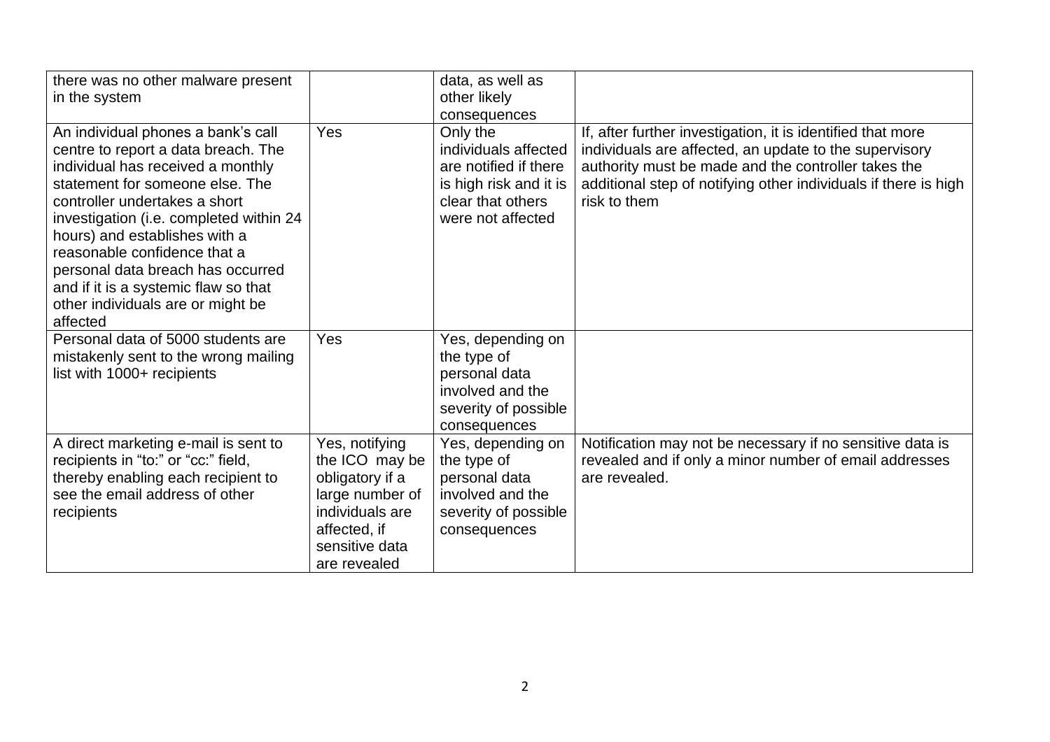| | | | |
|---|---|---|---|
| there was no other malware present in the system | | data, as well as other likely consequences | |
| An individual phones a bank's call centre to report a data breach. The individual has received a monthly statement for someone else. The controller undertakes a short investigation (i.e. completed within 24 hours) and establishes with a reasonable confidence that a personal data breach has occurred and if it is a systemic flaw so that other individuals are or might be affected | Yes | Only the individuals affected are notified if there is high risk and it is clear that others were not affected | If, after further investigation, it is identified that more individuals are affected, an update to the supervisory authority must be made and the controller takes the additional step of notifying other individuals if there is high risk to them |
| Personal data of 5000 students are mistakenly sent to the wrong mailing list with 1000+ recipients | Yes | Yes, depending on the type of personal data involved and the severity of possible consequences | |
| A direct marketing e-mail is sent to recipients in "to:" or "cc:" field, thereby enabling each recipient to see the email address of other recipients | Yes, notifying the ICO may be obligatory if a large number of individuals are affected, if sensitive data are revealed | Yes, depending on the type of personal data involved and the severity of possible consequences | Notification may not be necessary if no sensitive data is revealed and if only a minor number of email addresses are revealed. |